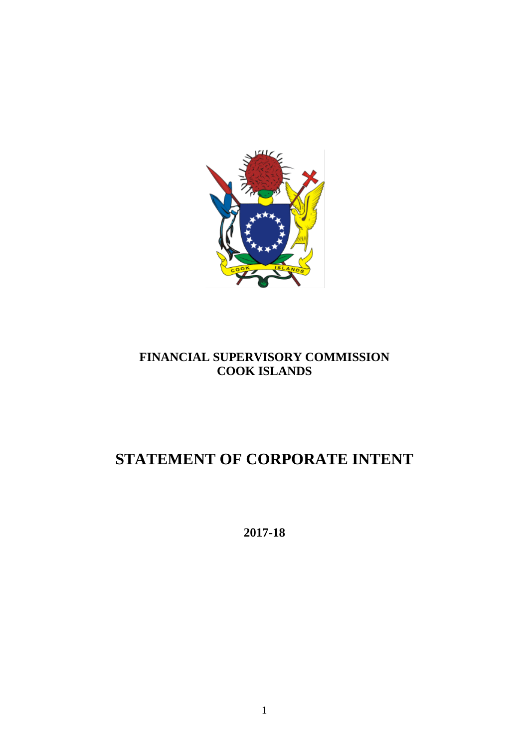**FINANCIAL SUPERVISORY COMMISSION**
**COOK ISLANDS**

# STATEMENT OF CORPORATE INTENT

**2017-18**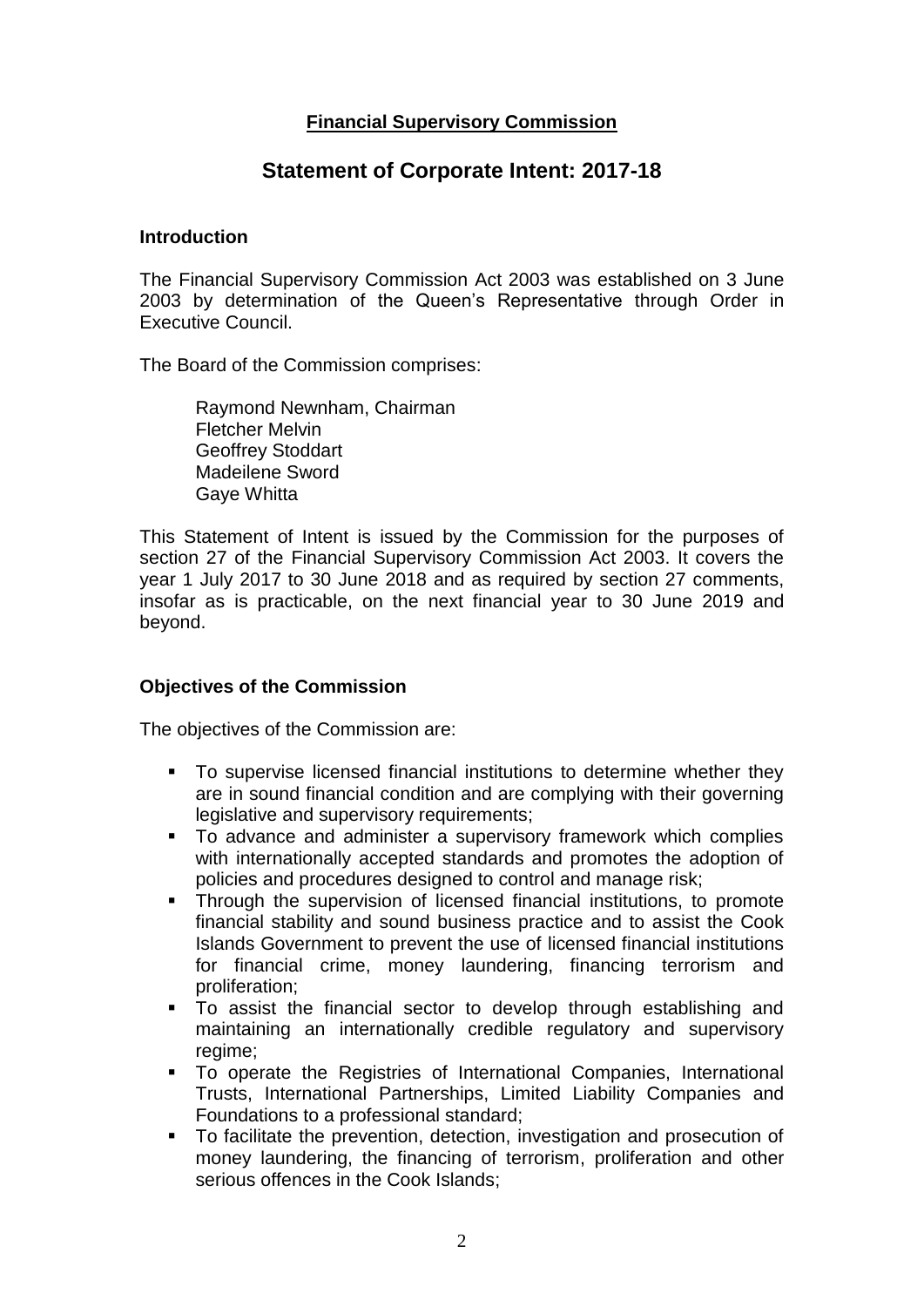**Financial Supervisory Commission**

# Statement of Corporate Intent: 2017-18

### Introduction

The Financial Supervisory Commission Act 2003 was established on 3 June 2003 by determination of the Queen's Representative through Order in Executive Council.

The Board of the Commission comprises:

Raymond Newnham, Chairman
Fletcher Melvin
Geoffrey Stoddart
Madeilene Sword
Gaye Whitta

This Statement of Intent is issued by the Commission for the purposes of section 27 of the Financial Supervisory Commission Act 2003. It covers the year 1 July 2017 to 30 June 2018 and as required by section 27 comments, insofar as is practicable, on the next financial year to 30 June 2019 and beyond.

### Objectives of the Commission

The objectives of the Commission are:

- To supervise licensed financial institutions to determine whether they are in sound financial condition and are complying with their governing legislative and supervisory requirements;
- To advance and administer a supervisory framework which complies with internationally accepted standards and promotes the adoption of policies and procedures designed to control and manage risk;
- Through the supervision of licensed financial institutions, to promote financial stability and sound business practice and to assist the Cook Islands Government to prevent the use of licensed financial institutions for financial crime, money laundering, financing terrorism and proliferation;
- To assist the financial sector to develop through establishing and maintaining an internationally credible regulatory and supervisory regime;
- To operate the Registries of International Companies, International Trusts, International Partnerships, Limited Liability Companies and Foundations to a professional standard;
- To facilitate the prevention, detection, investigation and prosecution of money laundering, the financing of terrorism, proliferation and other serious offences in the Cook Islands;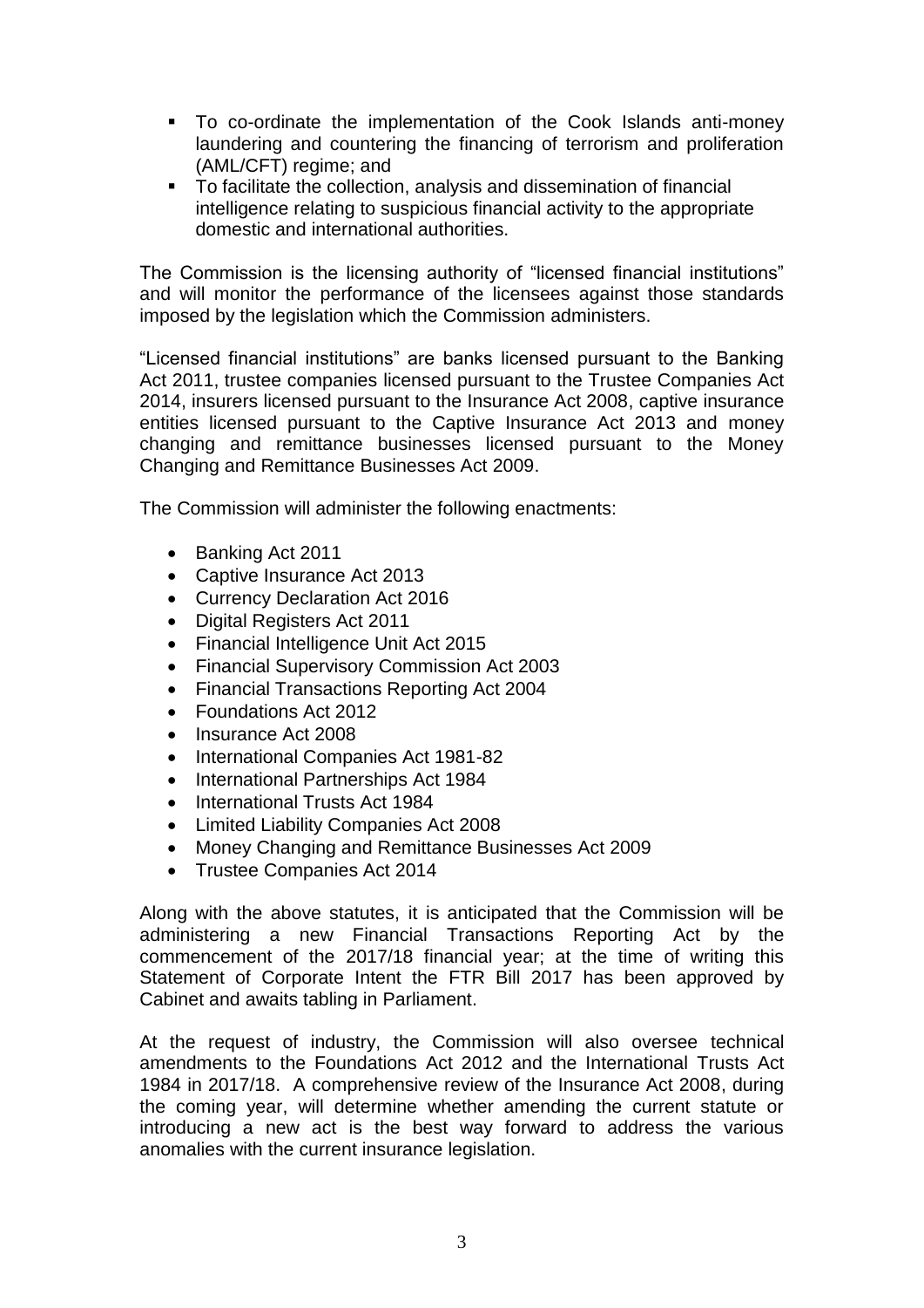- To co-ordinate the implementation of the Cook Islands anti-money laundering and countering the financing of terrorism and proliferation (AML/CFT) regime; and
- To facilitate the collection, analysis and dissemination of financial intelligence relating to suspicious financial activity to the appropriate domestic and international authorities.

The Commission is the licensing authority of "licensed financial institutions" and will monitor the performance of the licensees against those standards imposed by the legislation which the Commission administers.

"Licensed financial institutions" are banks licensed pursuant to the Banking Act 2011, trustee companies licensed pursuant to the Trustee Companies Act 2014, insurers licensed pursuant to the Insurance Act 2008, captive insurance entities licensed pursuant to the Captive Insurance Act 2013 and money changing and remittance businesses licensed pursuant to the Money Changing and Remittance Businesses Act 2009.

The Commission will administer the following enactments:

- Banking Act 2011
- Captive Insurance Act 2013
- Currency Declaration Act 2016
- Digital Registers Act 2011
- Financial Intelligence Unit Act 2015
- Financial Supervisory Commission Act 2003
- Financial Transactions Reporting Act 2004
- Foundations Act 2012
- Insurance Act 2008
- International Companies Act 1981-82
- International Partnerships Act 1984
- International Trusts Act 1984
- Limited Liability Companies Act 2008
- Money Changing and Remittance Businesses Act 2009
- Trustee Companies Act 2014

Along with the above statutes, it is anticipated that the Commission will be administering a new Financial Transactions Reporting Act by the commencement of the 2017/18 financial year; at the time of writing this Statement of Corporate Intent the FTR Bill 2017 has been approved by Cabinet and awaits tabling in Parliament.

At the request of industry, the Commission will also oversee technical amendments to the Foundations Act 2012 and the International Trusts Act 1984 in 2017/18. A comprehensive review of the Insurance Act 2008, during the coming year, will determine whether amending the current statute or introducing a new act is the best way forward to address the various anomalies with the current insurance legislation.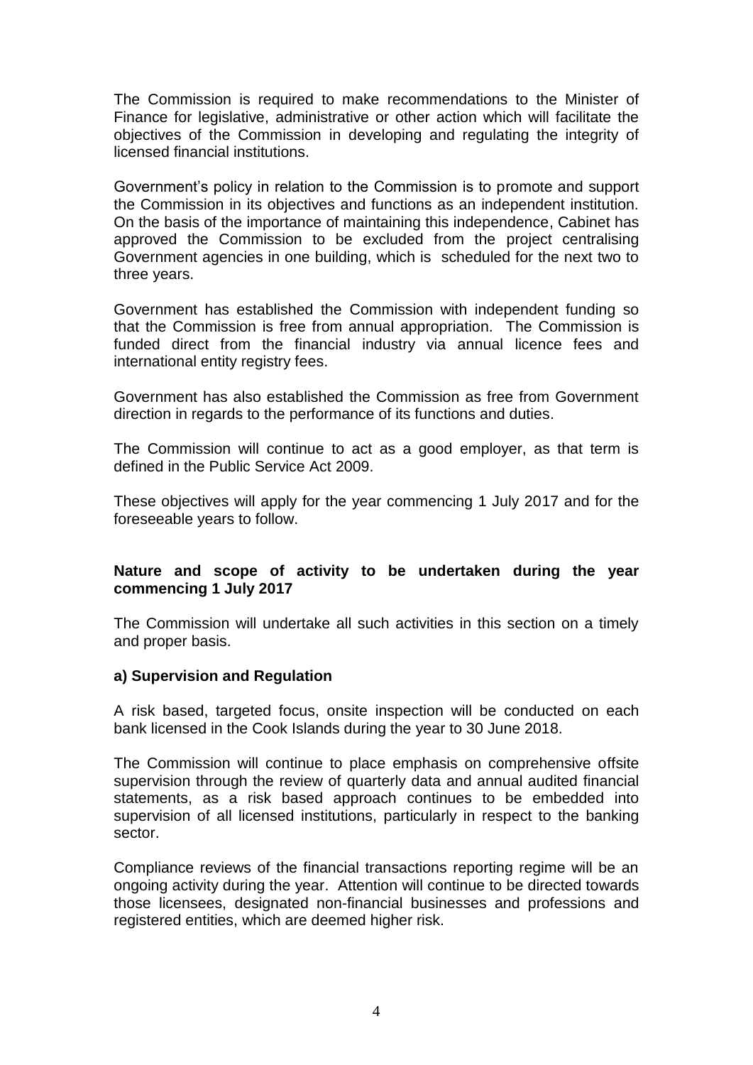The Commission is required to make recommendations to the Minister of Finance for legislative, administrative or other action which will facilitate the objectives of the Commission in developing and regulating the integrity of licensed financial institutions.

Government's policy in relation to the Commission is to promote and support the Commission in its objectives and functions as an independent institution. On the basis of the importance of maintaining this independence, Cabinet has approved the Commission to be excluded from the project centralising Government agencies in one building, which is scheduled for the next two to three years.

Government has established the Commission with independent funding so that the Commission is free from annual appropriation. The Commission is funded direct from the financial industry via annual licence fees and international entity registry fees.

Government has also established the Commission as free from Government direction in regards to the performance of its functions and duties.

The Commission will continue to act as a good employer, as that term is defined in the Public Service Act 2009.

These objectives will apply for the year commencing 1 July 2017 and for the foreseeable years to follow.

## Nature and scope of activity to be undertaken during the year commencing 1 July 2017

The Commission will undertake all such activities in this section on a timely and proper basis.

### a) Supervision and Regulation

A risk based, targeted focus, onsite inspection will be conducted on each bank licensed in the Cook Islands during the year to 30 June 2018.

The Commission will continue to place emphasis on comprehensive offsite supervision through the review of quarterly data and annual audited financial statements, as a risk based approach continues to be embedded into supervision of all licensed institutions, particularly in respect to the banking sector.

Compliance reviews of the financial transactions reporting regime will be an ongoing activity during the year. Attention will continue to be directed towards those licensees, designated non-financial businesses and professions and registered entities, which are deemed higher risk.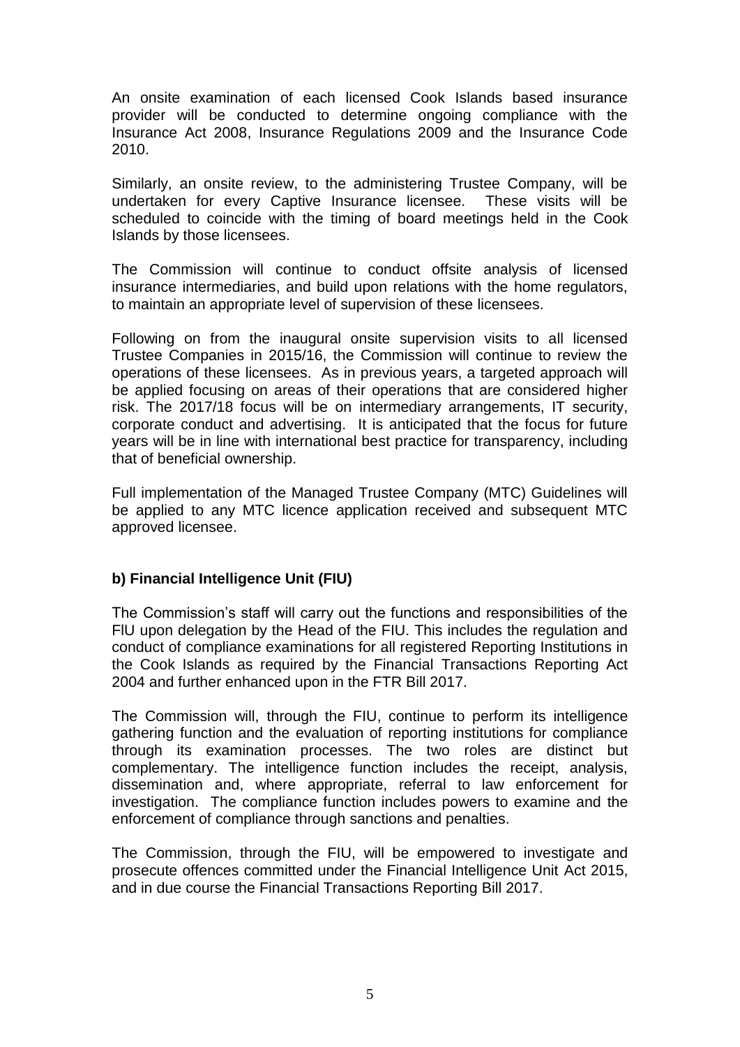An onsite examination of each licensed Cook Islands based insurance provider will be conducted to determine ongoing compliance with the Insurance Act 2008, Insurance Regulations 2009 and the Insurance Code 2010.

Similarly, an onsite review, to the administering Trustee Company, will be undertaken for every Captive Insurance licensee. These visits will be scheduled to coincide with the timing of board meetings held in the Cook Islands by those licensees.

The Commission will continue to conduct offsite analysis of licensed insurance intermediaries, and build upon relations with the home regulators, to maintain an appropriate level of supervision of these licensees.

Following on from the inaugural onsite supervision visits to all licensed Trustee Companies in 2015/16, the Commission will continue to review the operations of these licensees. As in previous years, a targeted approach will be applied focusing on areas of their operations that are considered higher risk. The 2017/18 focus will be on intermediary arrangements, IT security, corporate conduct and advertising. It is anticipated that the focus for future years will be in line with international best practice for transparency, including that of beneficial ownership.

Full implementation of the Managed Trustee Company (MTC) Guidelines will be applied to any MTC licence application received and subsequent MTC approved licensee.

**b) Financial Intelligence Unit (FIU)**

The Commission's staff will carry out the functions and responsibilities of the FIU upon delegation by the Head of the FIU. This includes the regulation and conduct of compliance examinations for all registered Reporting Institutions in the Cook Islands as required by the Financial Transactions Reporting Act 2004 and further enhanced upon in the FTR Bill 2017.

The Commission will, through the FIU, continue to perform its intelligence gathering function and the evaluation of reporting institutions for compliance through its examination processes. The two roles are distinct but complementary. The intelligence function includes the receipt, analysis, dissemination and, where appropriate, referral to law enforcement for investigation. The compliance function includes powers to examine and the enforcement of compliance through sanctions and penalties.

The Commission, through the FIU, will be empowered to investigate and prosecute offences committed under the Financial Intelligence Unit Act 2015, and in due course the Financial Transactions Reporting Bill 2017.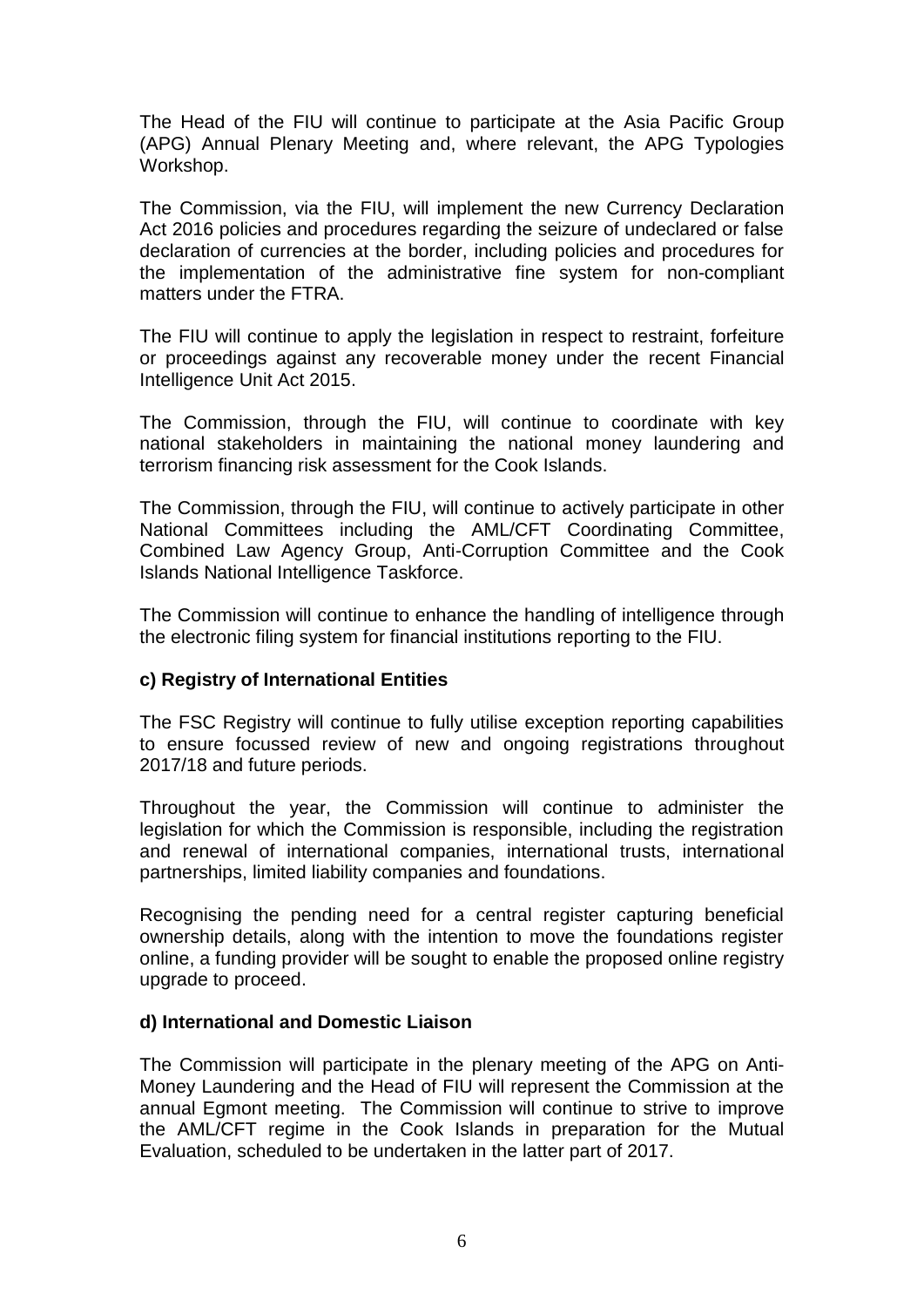The Head of the FIU will continue to participate at the Asia Pacific Group (APG) Annual Plenary Meeting and, where relevant, the APG Typologies Workshop.

The Commission, via the FIU, will implement the new Currency Declaration Act 2016 policies and procedures regarding the seizure of undeclared or false declaration of currencies at the border, including policies and procedures for the implementation of the administrative fine system for non-compliant matters under the FTRA.

The FIU will continue to apply the legislation in respect to restraint, forfeiture or proceedings against any recoverable money under the recent Financial Intelligence Unit Act 2015.

The Commission, through the FIU, will continue to coordinate with key national stakeholders in maintaining the national money laundering and terrorism financing risk assessment for the Cook Islands.

The Commission, through the FIU, will continue to actively participate in other National Committees including the AML/CFT Coordinating Committee, Combined Law Agency Group, Anti-Corruption Committee and the Cook Islands National Intelligence Taskforce.

The Commission will continue to enhance the handling of intelligence through the electronic filing system for financial institutions reporting to the FIU.

**c) Registry of International Entities**

The FSC Registry will continue to fully utilise exception reporting capabilities to ensure focussed review of new and ongoing registrations throughout 2017/18 and future periods.

Throughout the year, the Commission will continue to administer the legislation for which the Commission is responsible, including the registration and renewal of international companies, international trusts, international partnerships, limited liability companies and foundations.

Recognising the pending need for a central register capturing beneficial ownership details, along with the intention to move the foundations register online, a funding provider will be sought to enable the proposed online registry upgrade to proceed.

**d) International and Domestic Liaison**

The Commission will participate in the plenary meeting of the APG on Anti-Money Laundering and the Head of FIU will represent the Commission at the annual Egmont meeting. The Commission will continue to strive to improve the AML/CFT regime in the Cook Islands in preparation for the Mutual Evaluation, scheduled to be undertaken in the latter part of 2017.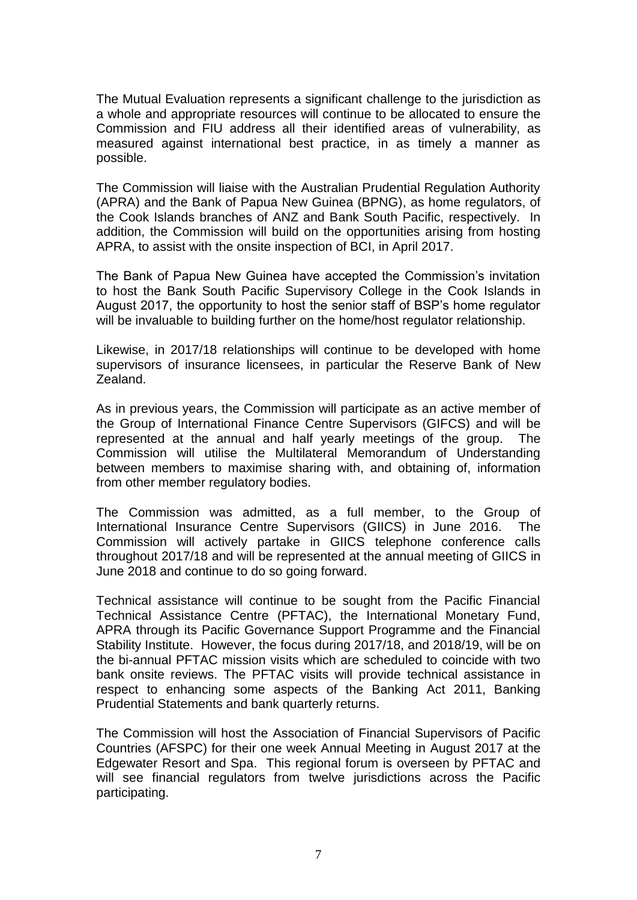The Mutual Evaluation represents a significant challenge to the jurisdiction as a whole and appropriate resources will continue to be allocated to ensure the Commission and FIU address all their identified areas of vulnerability, as measured against international best practice, in as timely a manner as possible.

The Commission will liaise with the Australian Prudential Regulation Authority (APRA) and the Bank of Papua New Guinea (BPNG), as home regulators, of the Cook Islands branches of ANZ and Bank South Pacific, respectively. In addition, the Commission will build on the opportunities arising from hosting APRA, to assist with the onsite inspection of BCI, in April 2017.

The Bank of Papua New Guinea have accepted the Commission's invitation to host the Bank South Pacific Supervisory College in the Cook Islands in August 2017, the opportunity to host the senior staff of BSP's home regulator will be invaluable to building further on the home/host regulator relationship.

Likewise, in 2017/18 relationships will continue to be developed with home supervisors of insurance licensees, in particular the Reserve Bank of New Zealand.

As in previous years, the Commission will participate as an active member of the Group of International Finance Centre Supervisors (GIFCS) and will be represented at the annual and half yearly meetings of the group. The Commission will utilise the Multilateral Memorandum of Understanding between members to maximise sharing with, and obtaining of, information from other member regulatory bodies.

The Commission was admitted, as a full member, to the Group of International Insurance Centre Supervisors (GIICS) in June 2016. The Commission will actively partake in GIICS telephone conference calls throughout 2017/18 and will be represented at the annual meeting of GIICS in June 2018 and continue to do so going forward.

Technical assistance will continue to be sought from the Pacific Financial Technical Assistance Centre (PFTAC), the International Monetary Fund, APRA through its Pacific Governance Support Programme and the Financial Stability Institute. However, the focus during 2017/18, and 2018/19, will be on the bi-annual PFTAC mission visits which are scheduled to coincide with two bank onsite reviews. The PFTAC visits will provide technical assistance in respect to enhancing some aspects of the Banking Act 2011, Banking Prudential Statements and bank quarterly returns.

The Commission will host the Association of Financial Supervisors of Pacific Countries (AFSPC) for their one week Annual Meeting in August 2017 at the Edgewater Resort and Spa. This regional forum is overseen by PFTAC and will see financial regulators from twelve jurisdictions across the Pacific participating.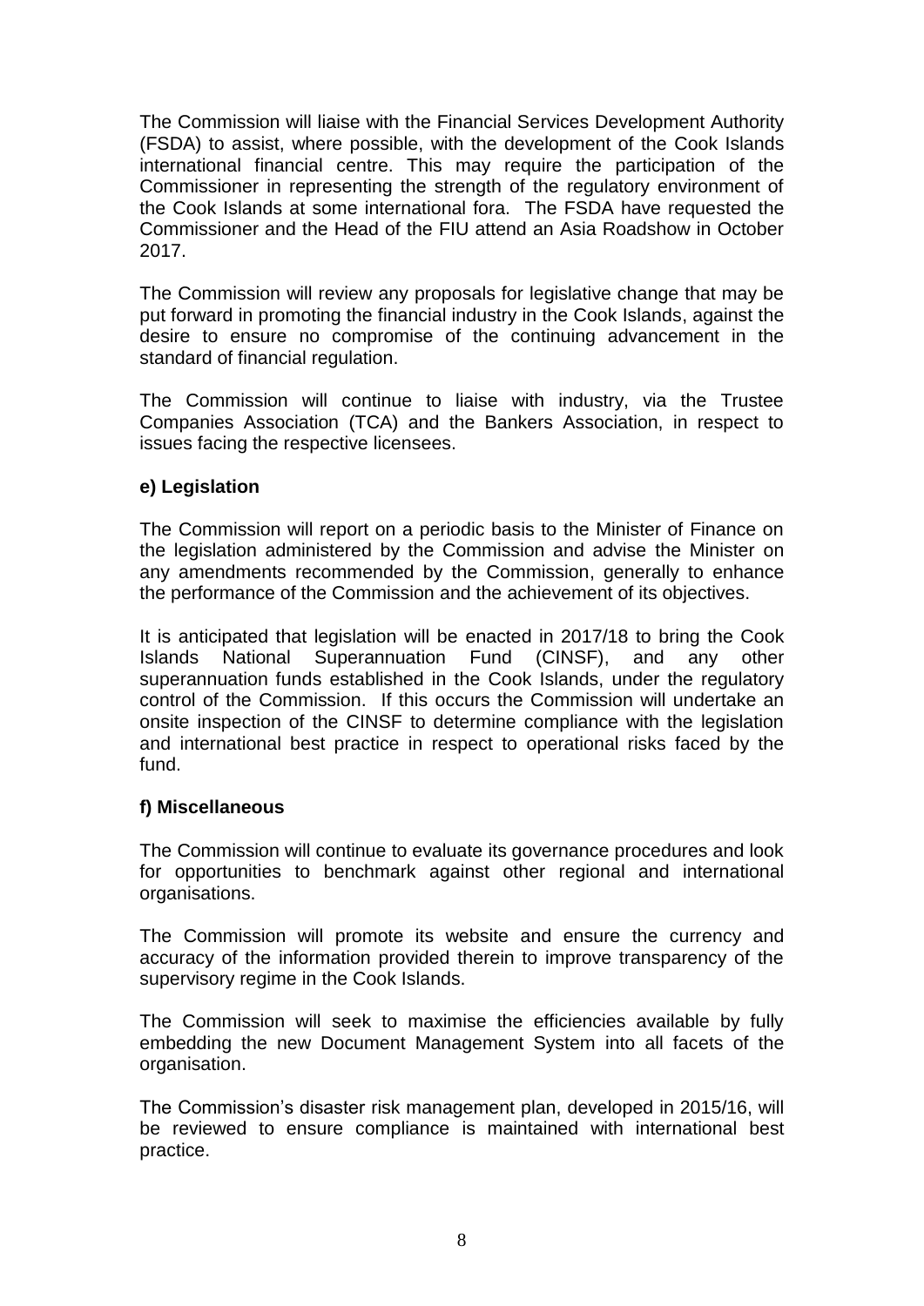The Commission will liaise with the Financial Services Development Authority (FSDA) to assist, where possible, with the development of the Cook Islands international financial centre. This may require the participation of the Commissioner in representing the strength of the regulatory environment of the Cook Islands at some international fora. The FSDA have requested the Commissioner and the Head of the FIU attend an Asia Roadshow in October 2017.

The Commission will review any proposals for legislative change that may be put forward in promoting the financial industry in the Cook Islands, against the desire to ensure no compromise of the continuing advancement in the standard of financial regulation.

The Commission will continue to liaise with industry, via the Trustee Companies Association (TCA) and the Bankers Association, in respect to issues facing the respective licensees.

**e) Legislation**

The Commission will report on a periodic basis to the Minister of Finance on the legislation administered by the Commission and advise the Minister on any amendments recommended by the Commission, generally to enhance the performance of the Commission and the achievement of its objectives.

It is anticipated that legislation will be enacted in 2017/18 to bring the Cook Islands National Superannuation Fund (CINSF), and any other superannuation funds established in the Cook Islands, under the regulatory control of the Commission. If this occurs the Commission will undertake an onsite inspection of the CINSF to determine compliance with the legislation and international best practice in respect to operational risks faced by the fund.

**f) Miscellaneous**

The Commission will continue to evaluate its governance procedures and look for opportunities to benchmark against other regional and international organisations.

The Commission will promote its website and ensure the currency and accuracy of the information provided therein to improve transparency of the supervisory regime in the Cook Islands.

The Commission will seek to maximise the efficiencies available by fully embedding the new Document Management System into all facets of the organisation.

The Commission's disaster risk management plan, developed in 2015/16, will be reviewed to ensure compliance is maintained with international best practice.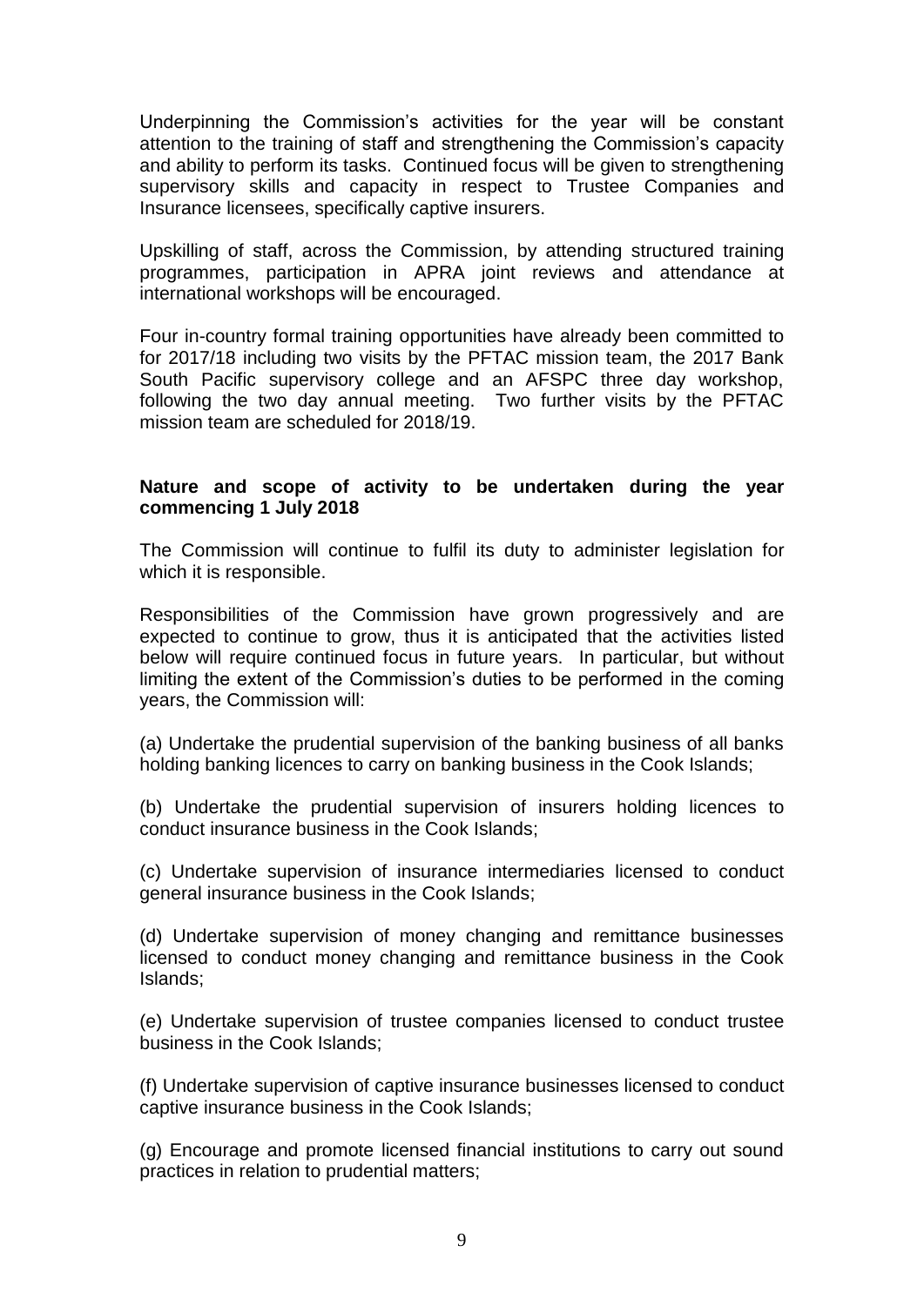Underpinning the Commission's activities for the year will be constant attention to the training of staff and strengthening the Commission's capacity and ability to perform its tasks. Continued focus will be given to strengthening supervisory skills and capacity in respect to Trustee Companies and Insurance licensees, specifically captive insurers.

Upskilling of staff, across the Commission, by attending structured training programmes, participation in APRA joint reviews and attendance at international workshops will be encouraged.

Four in-country formal training opportunities have already been committed to for 2017/18 including two visits by the PFTAC mission team, the 2017 Bank South Pacific supervisory college and an AFSPC three day workshop, following the two day annual meeting. Two further visits by the PFTAC mission team are scheduled for 2018/19.

**Nature and scope of activity to be undertaken during the year commencing 1 July 2018**

The Commission will continue to fulfil its duty to administer legislation for which it is responsible.

Responsibilities of the Commission have grown progressively and are expected to continue to grow, thus it is anticipated that the activities listed below will require continued focus in future years. In particular, but without limiting the extent of the Commission's duties to be performed in the coming years, the Commission will:

(a) Undertake the prudential supervision of the banking business of all banks holding banking licences to carry on banking business in the Cook Islands;

(b) Undertake the prudential supervision of insurers holding licences to conduct insurance business in the Cook Islands;

(c) Undertake supervision of insurance intermediaries licensed to conduct general insurance business in the Cook Islands;

(d) Undertake supervision of money changing and remittance businesses licensed to conduct money changing and remittance business in the Cook Islands;

(e) Undertake supervision of trustee companies licensed to conduct trustee business in the Cook Islands;

(f) Undertake supervision of captive insurance businesses licensed to conduct captive insurance business in the Cook Islands;

(g) Encourage and promote licensed financial institutions to carry out sound practices in relation to prudential matters;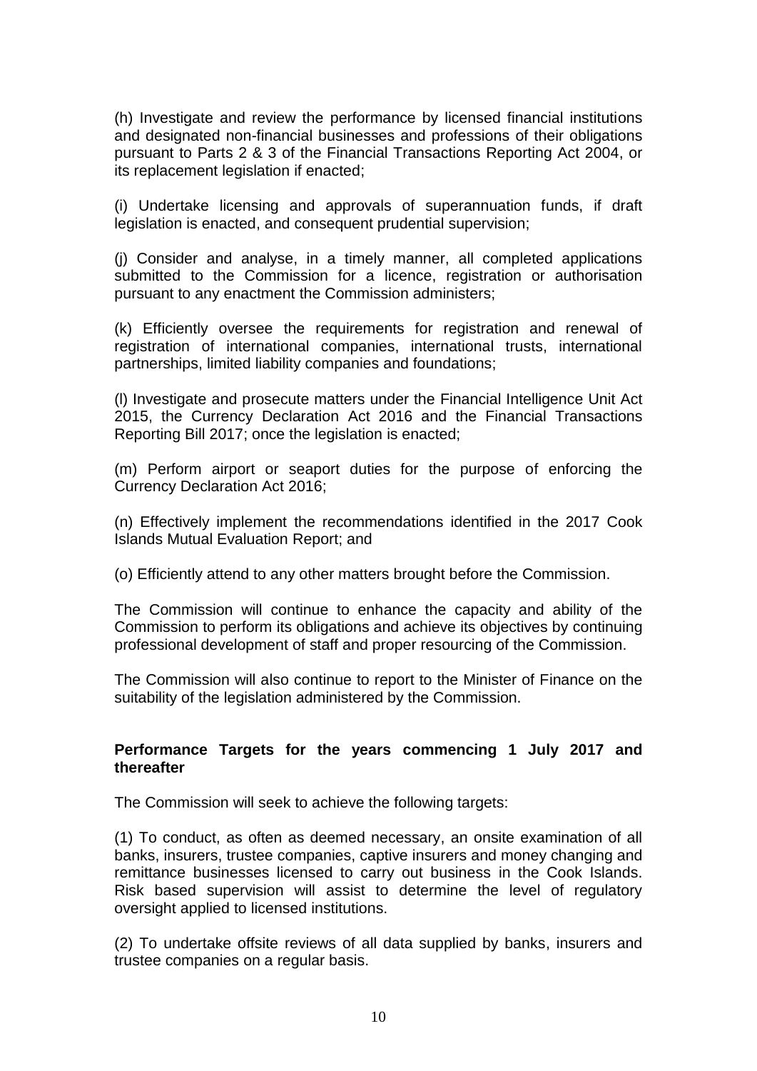(h) Investigate and review the performance by licensed financial institutions and designated non-financial businesses and professions of their obligations pursuant to Parts 2 & 3 of the Financial Transactions Reporting Act 2004, or its replacement legislation if enacted;

(i) Undertake licensing and approvals of superannuation funds, if draft legislation is enacted, and consequent prudential supervision;

(j) Consider and analyse, in a timely manner, all completed applications submitted to the Commission for a licence, registration or authorisation pursuant to any enactment the Commission administers;

(k) Efficiently oversee the requirements for registration and renewal of registration of international companies, international trusts, international partnerships, limited liability companies and foundations;

(l) Investigate and prosecute matters under the Financial Intelligence Unit Act 2015, the Currency Declaration Act 2016 and the Financial Transactions Reporting Bill 2017; once the legislation is enacted;

(m) Perform airport or seaport duties for the purpose of enforcing the Currency Declaration Act 2016;

(n) Effectively implement the recommendations identified in the 2017 Cook Islands Mutual Evaluation Report; and

(o) Efficiently attend to any other matters brought before the Commission.

The Commission will continue to enhance the capacity and ability of the Commission to perform its obligations and achieve its objectives by continuing professional development of staff and proper resourcing of the Commission.

The Commission will also continue to report to the Minister of Finance on the suitability of the legislation administered by the Commission.

**Performance Targets for the years commencing 1 July 2017 and thereafter**

The Commission will seek to achieve the following targets:

(1) To conduct, as often as deemed necessary, an onsite examination of all banks, insurers, trustee companies, captive insurers and money changing and remittance businesses licensed to carry out business in the Cook Islands. Risk based supervision will assist to determine the level of regulatory oversight applied to licensed institutions.

(2) To undertake offsite reviews of all data supplied by banks, insurers and trustee companies on a regular basis.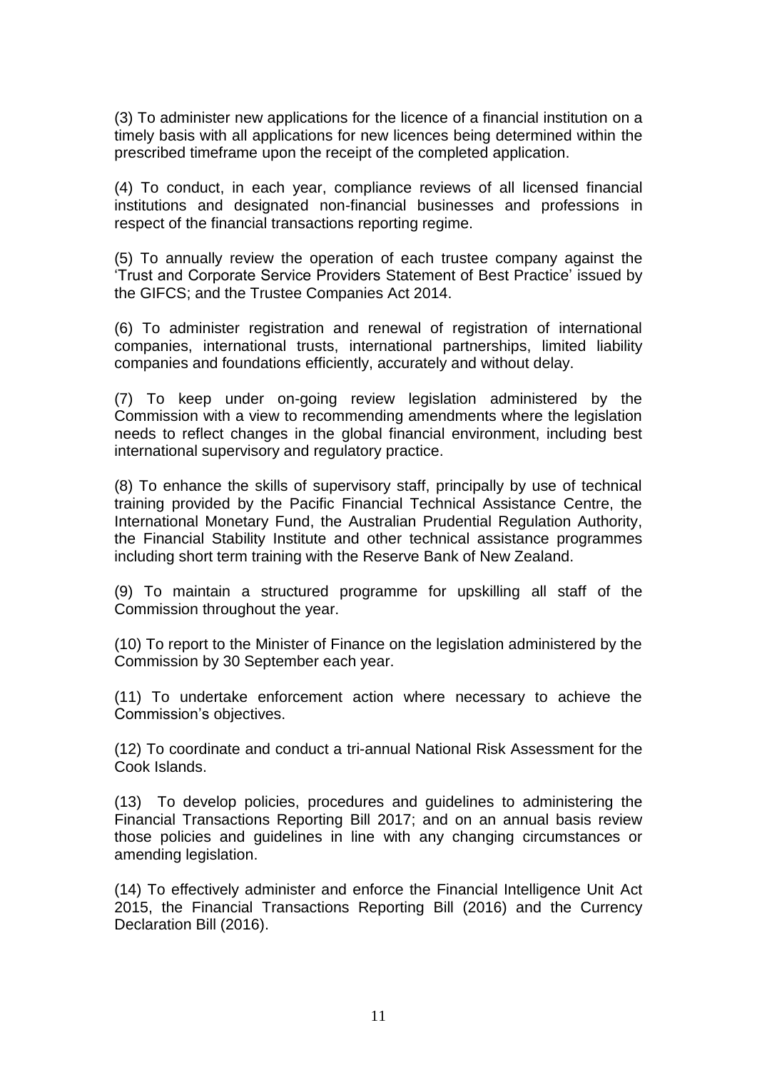(3) To administer new applications for the licence of a financial institution on a timely basis with all applications for new licences being determined within the prescribed timeframe upon the receipt of the completed application.

(4) To conduct, in each year, compliance reviews of all licensed financial institutions and designated non-financial businesses and professions in respect of the financial transactions reporting regime.

(5) To annually review the operation of each trustee company against the 'Trust and Corporate Service Providers Statement of Best Practice' issued by the GIFCS; and the Trustee Companies Act 2014.

(6) To administer registration and renewal of registration of international companies, international trusts, international partnerships, limited liability companies and foundations efficiently, accurately and without delay.

(7) To keep under on-going review legislation administered by the Commission with a view to recommending amendments where the legislation needs to reflect changes in the global financial environment, including best international supervisory and regulatory practice.

(8) To enhance the skills of supervisory staff, principally by use of technical training provided by the Pacific Financial Technical Assistance Centre, the International Monetary Fund, the Australian Prudential Regulation Authority, the Financial Stability Institute and other technical assistance programmes including short term training with the Reserve Bank of New Zealand.

(9) To maintain a structured programme for upskilling all staff of the Commission throughout the year.

(10) To report to the Minister of Finance on the legislation administered by the Commission by 30 September each year.

(11) To undertake enforcement action where necessary to achieve the Commission's objectives.

(12) To coordinate and conduct a tri-annual National Risk Assessment for the Cook Islands.

(13) To develop policies, procedures and guidelines to administering the Financial Transactions Reporting Bill 2017; and on an annual basis review those policies and guidelines in line with any changing circumstances or amending legislation.

(14) To effectively administer and enforce the Financial Intelligence Unit Act 2015, the Financial Transactions Reporting Bill (2016) and the Currency Declaration Bill (2016).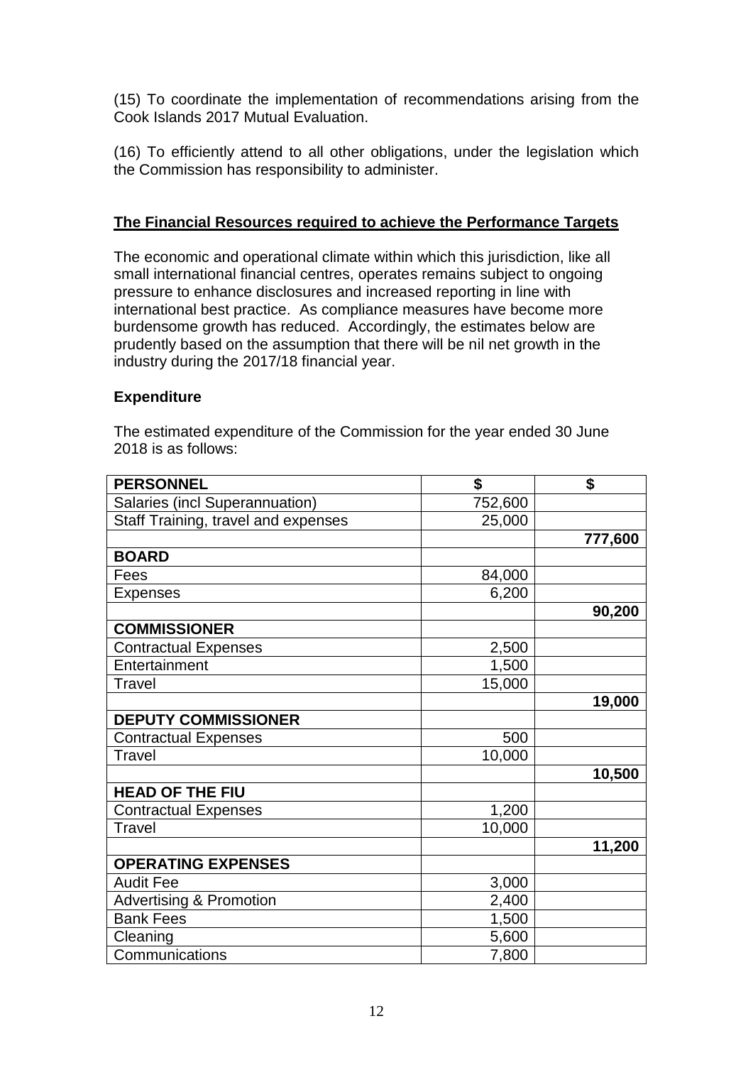(15) To coordinate the implementation of recommendations arising from the Cook Islands 2017 Mutual Evaluation.

(16) To efficiently attend to all other obligations, under the legislation which the Commission has responsibility to administer.

## The Financial Resources required to achieve the Performance Targets

The economic and operational climate within which this jurisdiction, like all small international financial centres, operates remains subject to ongoing pressure to enhance disclosures and increased reporting in line with international best practice. As compliance measures have become more burdensome growth has reduced. Accordingly, the estimates below are prudently based on the assumption that there will be nil net growth in the industry during the 2017/18 financial year.

### Expenditure

The estimated expenditure of the Commission for the year ended 30 June 2018 is as follows:

| **PERSONNEL** | **$** | **$** |
|---|---|---|
| Salaries (incl Superannuation) | 752,600 | |
| Staff Training, travel and expenses | 25,000 | |
| | | **777,600** |
| **BOARD** | | |
| Fees | 84,000 | |
| Expenses | 6,200 | |
| | | **90,200** |
| **COMMISSIONER** | | |
| Contractual Expenses | 2,500 | |
| Entertainment | 1,500 | |
| Travel | 15,000 | |
| | | **19,000** |
| **DEPUTY COMMISSIONER** | | |
| Contractual Expenses | 500 | |
| Travel | 10,000 | |
| | | **10,500** |
| **HEAD OF THE FIU** | | |
| Contractual Expenses | 1,200 | |
| Travel | 10,000 | |
| | | **11,200** |
| **OPERATING EXPENSES** | | |
| Audit Fee | 3,000 | |
| Advertising & Promotion | 2,400 | |
| Bank Fees | 1,500 | |
| Cleaning | 5,600 | |
| Communications | 7,800 | |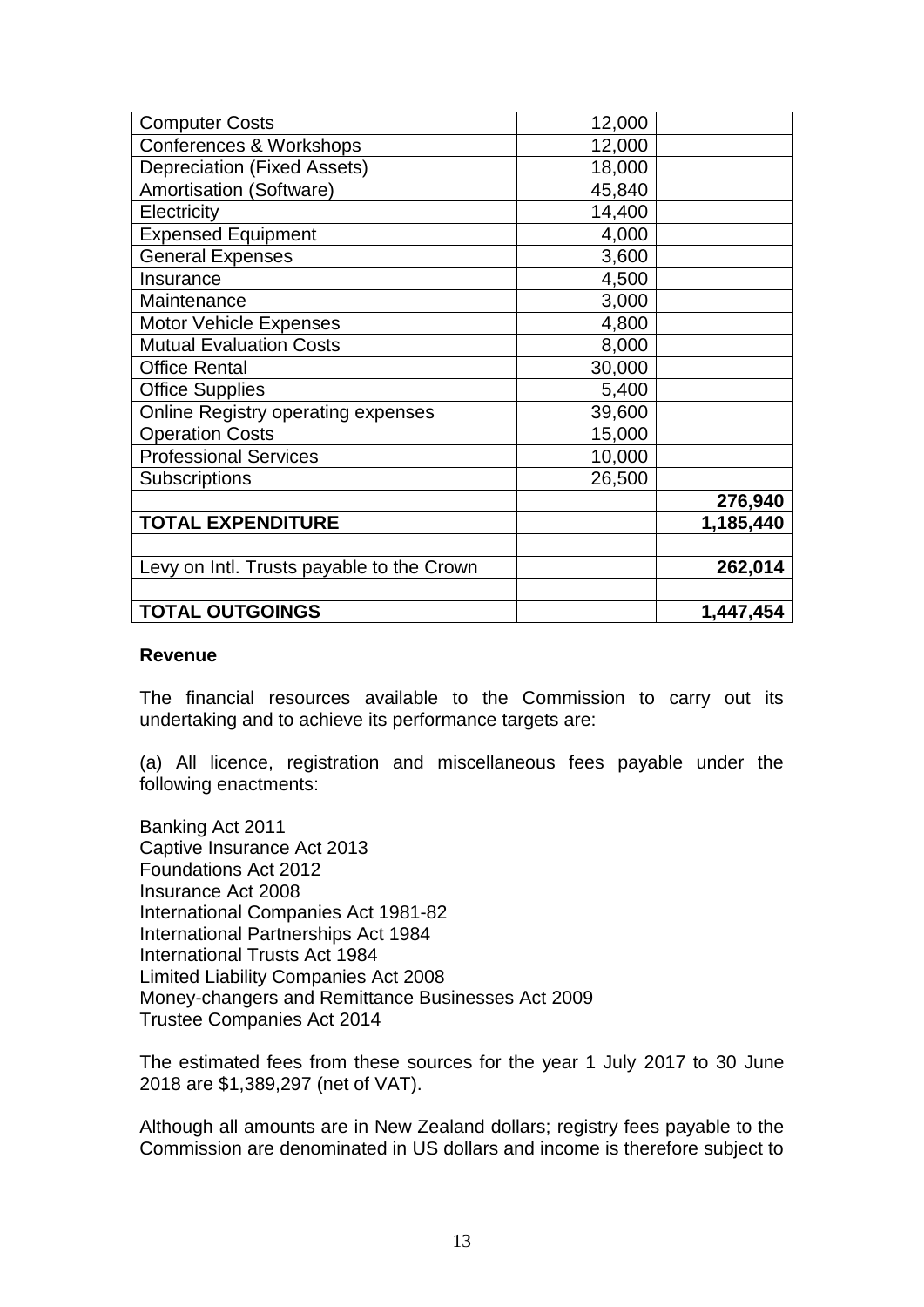| | | |
|---|---|---|
| Computer Costs | 12,000 | |
| Conferences & Workshops | 12,000 | |
| Depreciation (Fixed Assets) | 18,000 | |
| Amortisation (Software) | 45,840 | |
| Electricity | 14,400 | |
| Expensed Equipment | 4,000 | |
| General Expenses | 3,600 | |
| Insurance | 4,500 | |
| Maintenance | 3,000 | |
| Motor Vehicle Expenses | 4,800 | |
| Mutual Evaluation Costs | 8,000 | |
| Office Rental | 30,000 | |
| Office Supplies | 5,400 | |
| Online Registry operating expenses | 39,600 | |
| Operation Costs | 15,000 | |
| Professional Services | 10,000 | |
| Subscriptions | 26,500 | |
| | | **276,940** |
| **TOTAL EXPENDITURE** | | **1,185,440** |
| | | |
| Levy on Intl. Trusts payable to the Crown | | **262,014** |
| | | |
| **TOTAL OUTGOINGS** | | **1,447,454** |

**Revenue**

The financial resources available to the Commission to carry out its undertaking and to achieve its performance targets are:

(a) All licence, registration and miscellaneous fees payable under the following enactments:

Banking Act 2011
Captive Insurance Act 2013
Foundations Act 2012
Insurance Act 2008
International Companies Act 1981-82
International Partnerships Act 1984
International Trusts Act 1984
Limited Liability Companies Act 2008
Money-changers and Remittance Businesses Act 2009
Trustee Companies Act 2014

The estimated fees from these sources for the year 1 July 2017 to 30 June 2018 are $1,389,297 (net of VAT).

Although all amounts are in New Zealand dollars; registry fees payable to the Commission are denominated in US dollars and income is therefore subject to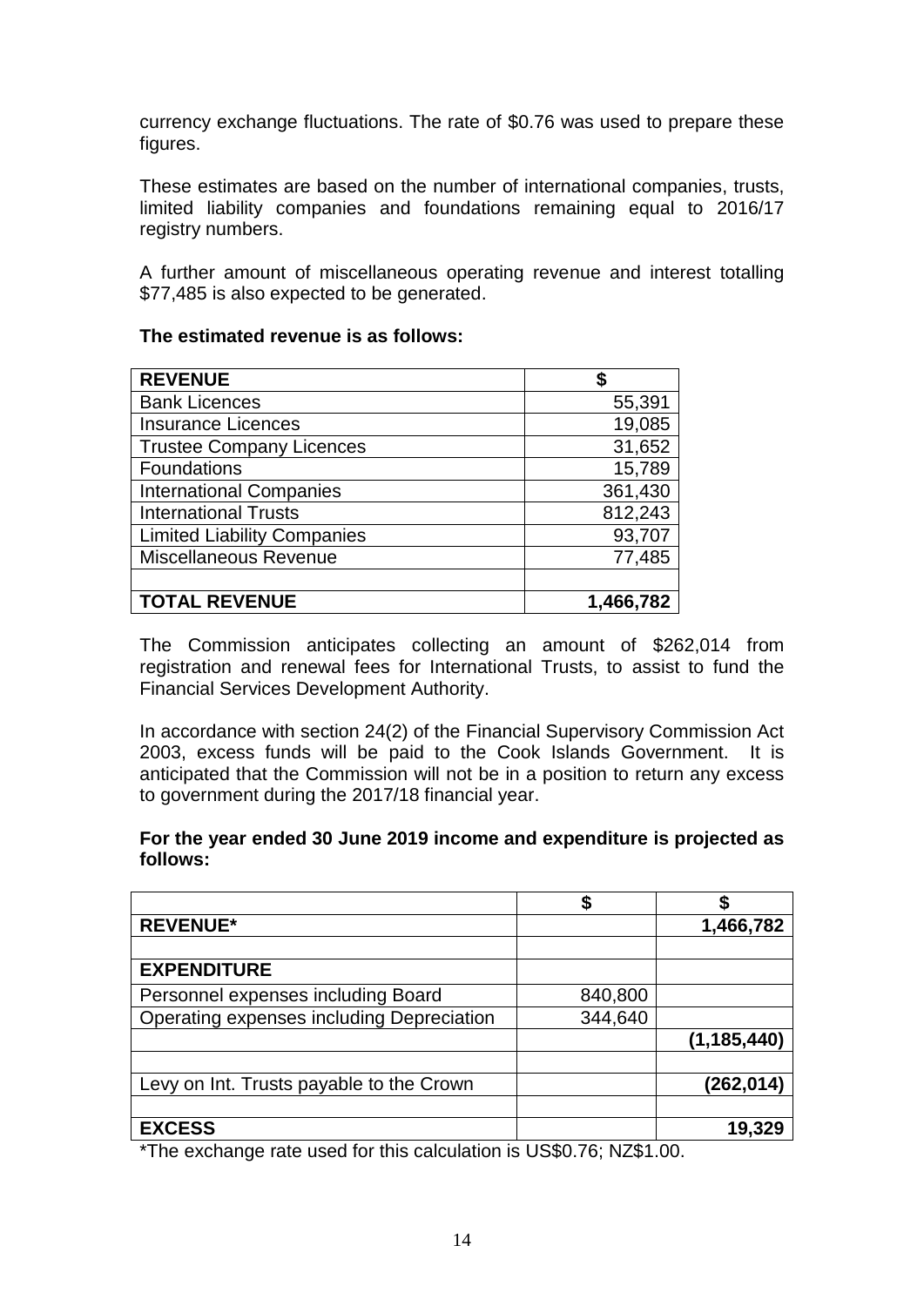currency exchange fluctuations. The rate of $0.76 was used to prepare these figures.

These estimates are based on the number of international companies, trusts, limited liability companies and foundations remaining equal to 2016/17 registry numbers.

A further amount of miscellaneous operating revenue and interest totalling $77,485 is also expected to be generated.

**The estimated revenue is as follows:**

| **REVENUE** | **$** |
|---|---:|
| Bank Licences | 55,391 |
| Insurance Licences | 19,085 |
| Trustee Company Licences | 31,652 |
| Foundations | 15,789 |
| International Companies | 361,430 |
| International Trusts | 812,243 |
| Limited Liability Companies | 93,707 |
| Miscellaneous Revenue | 77,485 |
| | |
| **TOTAL REVENUE** | **1,466,782** |

The Commission anticipates collecting an amount of $262,014 from registration and renewal fees for International Trusts, to assist to fund the Financial Services Development Authority.

In accordance with section 24(2) of the Financial Supervisory Commission Act 2003, excess funds will be paid to the Cook Islands Government. It is anticipated that the Commission will not be in a position to return any excess to government during the 2017/18 financial year.

**For the year ended 30 June 2019 income and expenditure is projected as follows:**

| | **$** | **$** |
|---|---:|---:|
| **REVENUE*** | | **1,466,782** |
| | | |
| **EXPENDITURE** | | |
| Personnel expenses including Board | 840,800 | |
| Operating expenses including Depreciation | 344,640 | |
| | | **(1,185,440)** |
| | | |
| Levy on Int. Trusts payable to the Crown | | **(262,014)** |
| | | |
| **EXCESS** | | **19,329** |

*The exchange rate used for this calculation is US$0.76; NZ$1.00.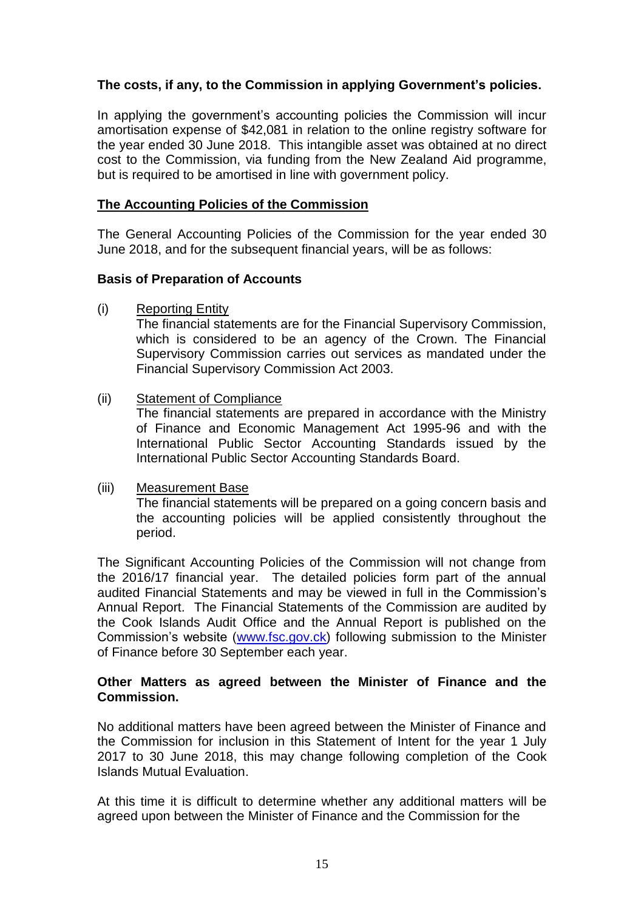**The costs, if any, to the Commission in applying Government's policies.**

In applying the government's accounting policies the Commission will incur amortisation expense of $42,081 in relation to the online registry software for the year ended 30 June 2018. This intangible asset was obtained at no direct cost to the Commission, via funding from the New Zealand Aid programme, but is required to be amortised in line with government policy.

**The Accounting Policies of the Commission**

The General Accounting Policies of the Commission for the year ended 30 June 2018, and for the subsequent financial years, will be as follows:

**Basis of Preparation of Accounts**

(i) Reporting Entity
The financial statements are for the Financial Supervisory Commission, which is considered to be an agency of the Crown. The Financial Supervisory Commission carries out services as mandated under the Financial Supervisory Commission Act 2003.

(ii) Statement of Compliance
The financial statements are prepared in accordance with the Ministry of Finance and Economic Management Act 1995-96 and with the International Public Sector Accounting Standards issued by the International Public Sector Accounting Standards Board.

(iii) Measurement Base
The financial statements will be prepared on a going concern basis and the accounting policies will be applied consistently throughout the period.

The Significant Accounting Policies of the Commission will not change from the 2016/17 financial year. The detailed policies form part of the annual audited Financial Statements and may be viewed in full in the Commission's Annual Report. The Financial Statements of the Commission are audited by the Cook Islands Audit Office and the Annual Report is published on the Commission's website (www.fsc.gov.ck) following submission to the Minister of Finance before 30 September each year.

**Other Matters as agreed between the Minister of Finance and the Commission.**

No additional matters have been agreed between the Minister of Finance and the Commission for inclusion in this Statement of Intent for the year 1 July 2017 to 30 June 2018, this may change following completion of the Cook Islands Mutual Evaluation.

At this time it is difficult to determine whether any additional matters will be agreed upon between the Minister of Finance and the Commission for the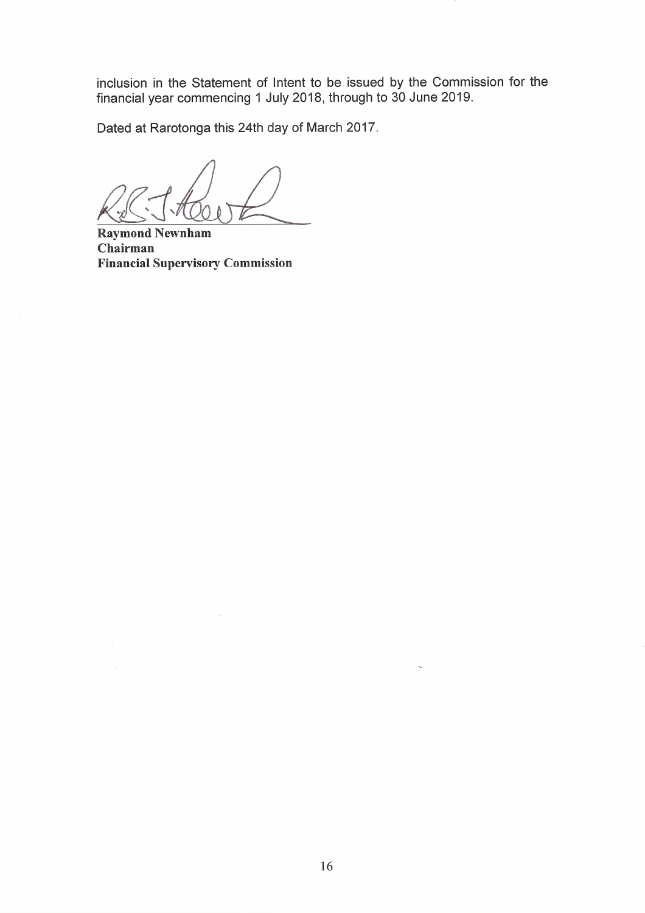inclusion in the Statement of Intent to be issued by the Commission for the financial year commencing 1 July 2018, through to 30 June 2019.

Dated at Rarotonga this 24th day of March 2017.

**Raymond Newnham**
**Chairman**
**Financial Supervisory Commission**